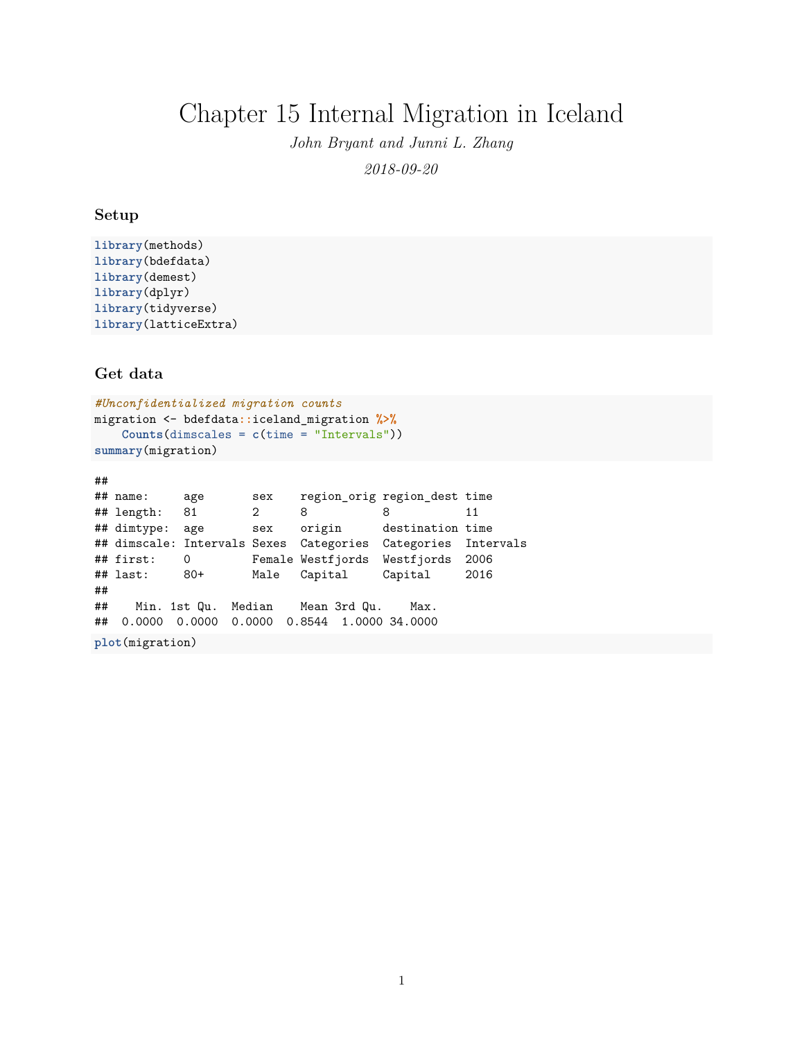# Chapter 15 Internal Migration in Iceland

*John Bryant and Junni L. Zhang*

*2018-09-20*

### Setup

```
library(methods)
library(bdefdata)
library(demest)
library(dplyr)
library(tidyverse)
library(latticeExtra)
```

### Get data

```
#Unconfidentialized migration counts
migration <- bdefdata::iceland_migration %>%
    Counts(dimscales = c(time = "Intervals"))
summary(migration)
```

```
##
## name:     age       sex    region_orig region_dest time
## length:   81        2      8           8           11
## dimtype:  age       sex    origin      destination time
## dimscale: Intervals Sexes  Categories  Categories  Intervals
## first:    0         Female Westfjords  Westfjords  2006
## last:     80+       Male   Capital     Capital     2016
##
##    Min. 1st Qu.  Median    Mean 3rd Qu.    Max.
##  0.0000  0.0000  0.0000  0.8544  1.0000 34.0000
```

```
plot(migration)
```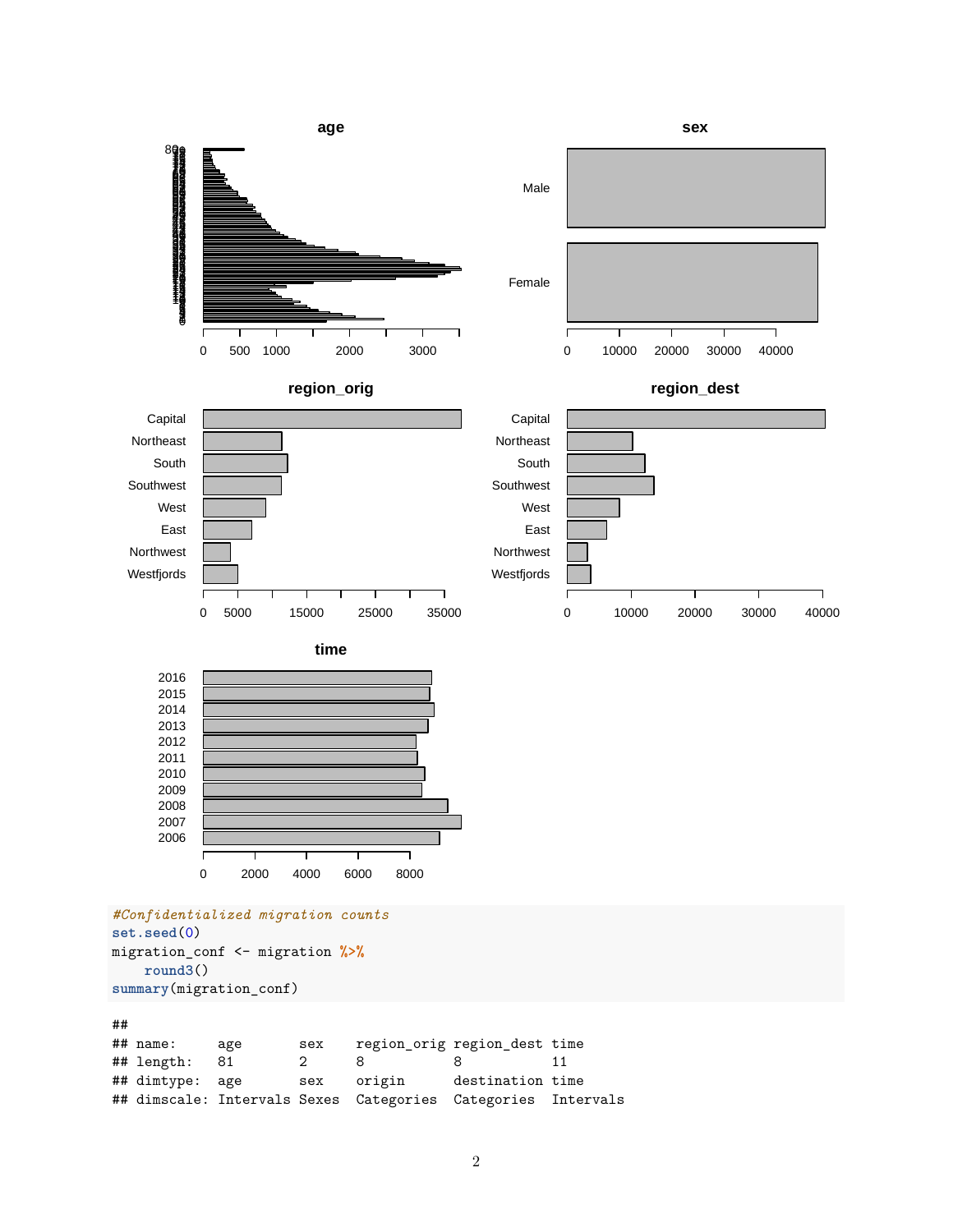```
#Confidentialized migration counts
set.seed(0)
migration_conf <- migration %>%
    round3()
summary(migration_conf)
```

```
##
## name:     age       sex   region_orig region_dest time
## length:   81        2     8           8           11
## dimtype:  age       sex   origin      destination time
## dimscale: Intervals Sexes Categories  Categories  Intervals
```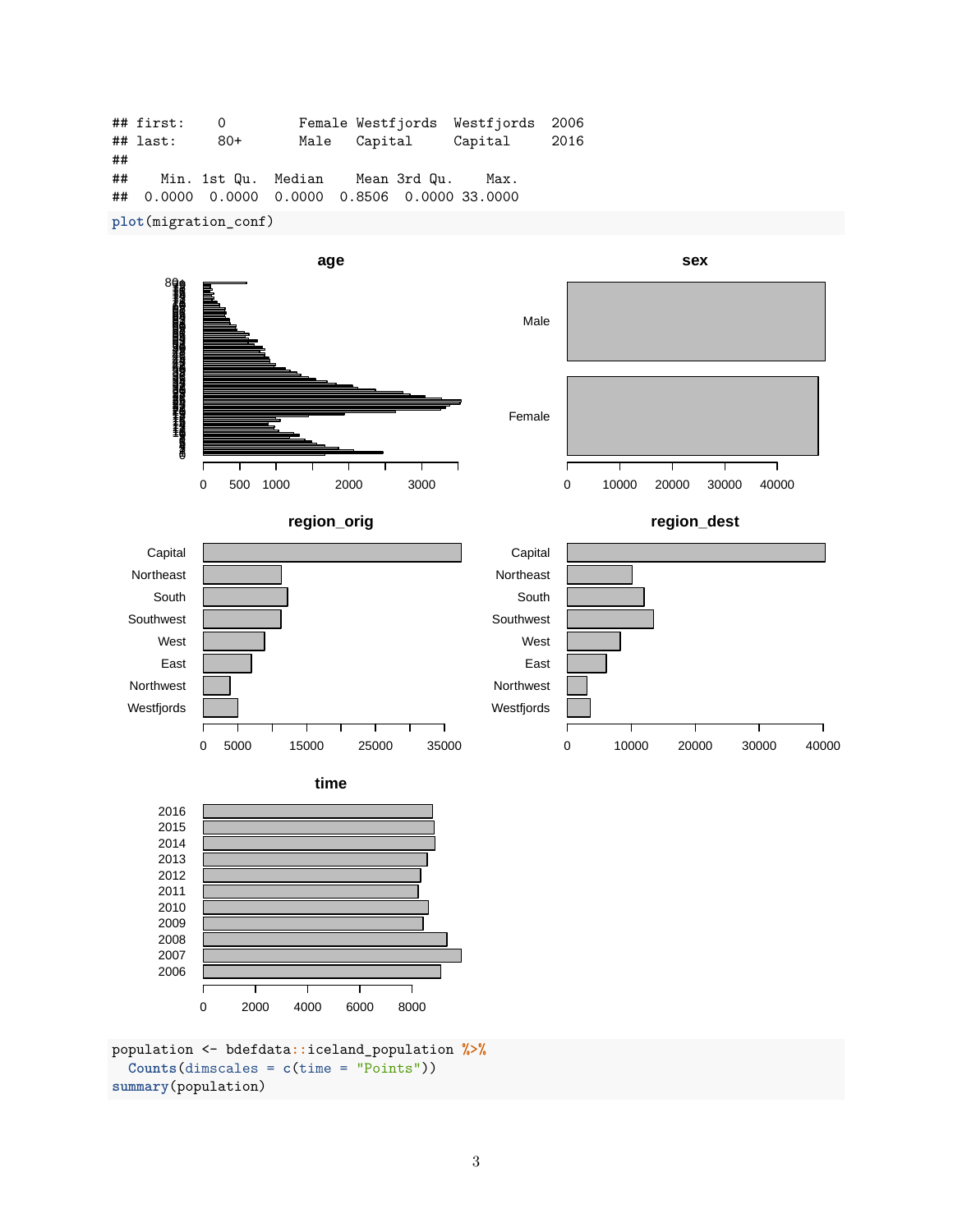```
## first:    0         Female Westfjords  Westfjords  2006
## last:     80+       Male   Capital     Capital     2016
##
##    Min. 1st Qu.  Median    Mean 3rd Qu.    Max.
## 0.0000  0.0000  0.0000  0.8506  0.0000 33.0000
```

```
plot(migration_conf)
```

```
population <- bdefdata::iceland_population %>%
  Counts(dimscales = c(time = "Points"))
summary(population)
```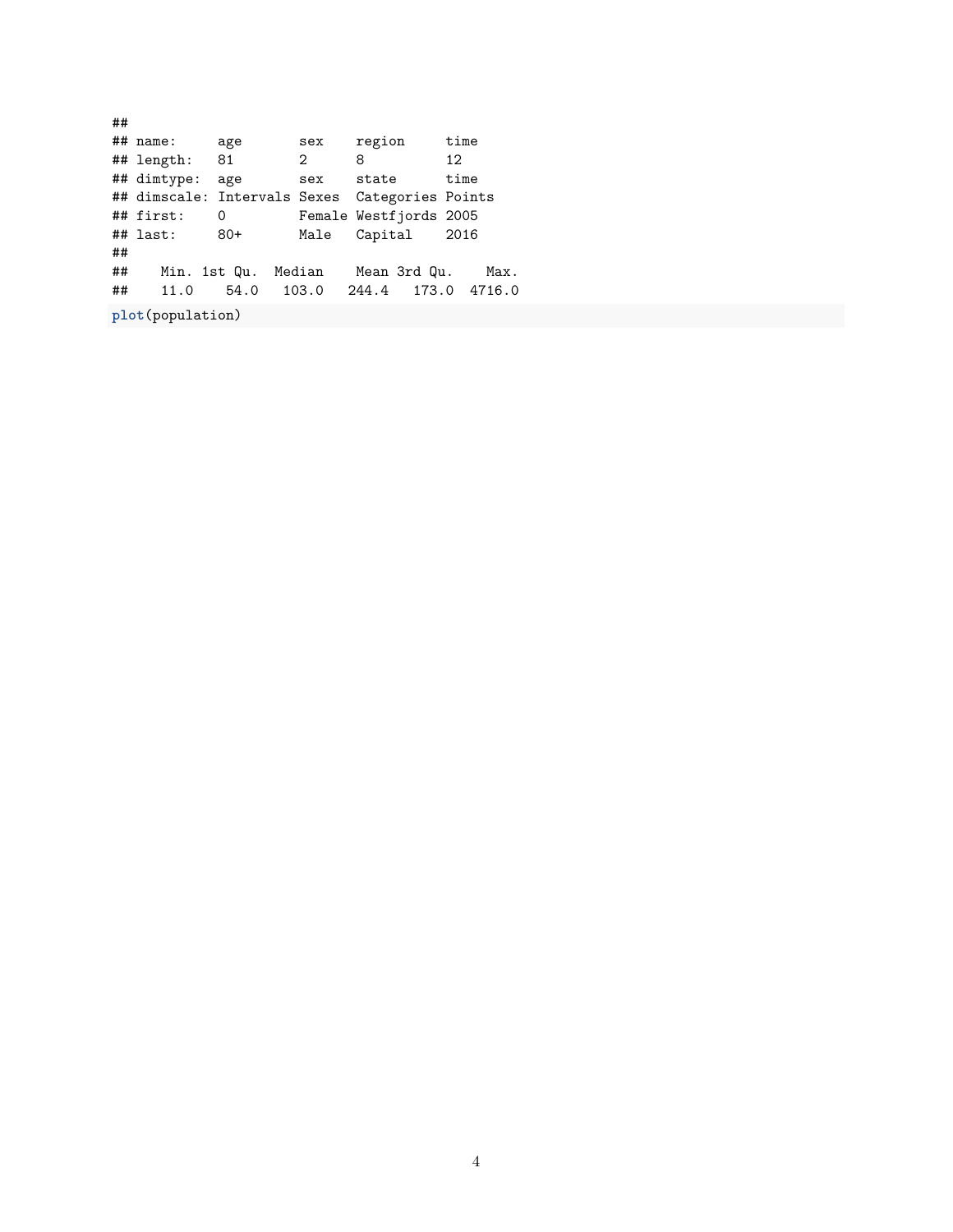```
##
## name:      age       sex    region     time
## length:    81        2      8          12
## dimtype:   age       sex    state      time
## dimscale:  Intervals Sexes  Categories Points
## first:     0         Female Westfjords 2005
## last:      80+       Male   Capital    2016
##
##    Min. 1st Qu.  Median    Mean 3rd Qu.    Max.
##    11.0    54.0   103.0   244.4   173.0  4716.0
```

```r
plot(population)
```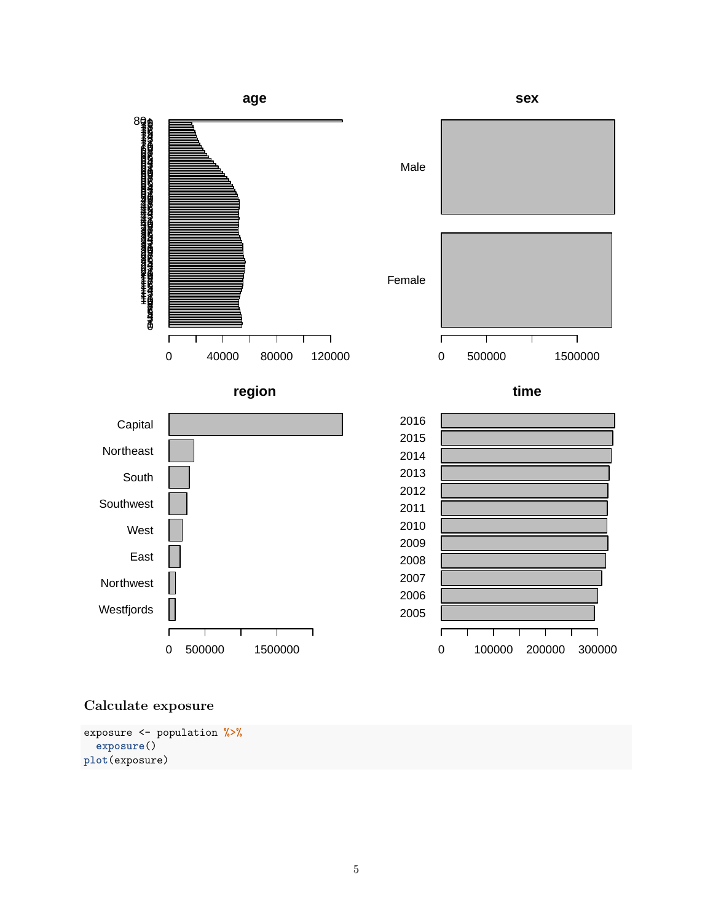### Calculate exposure

```
exposure <- population %>%
  exposure()
plot(exposure)
```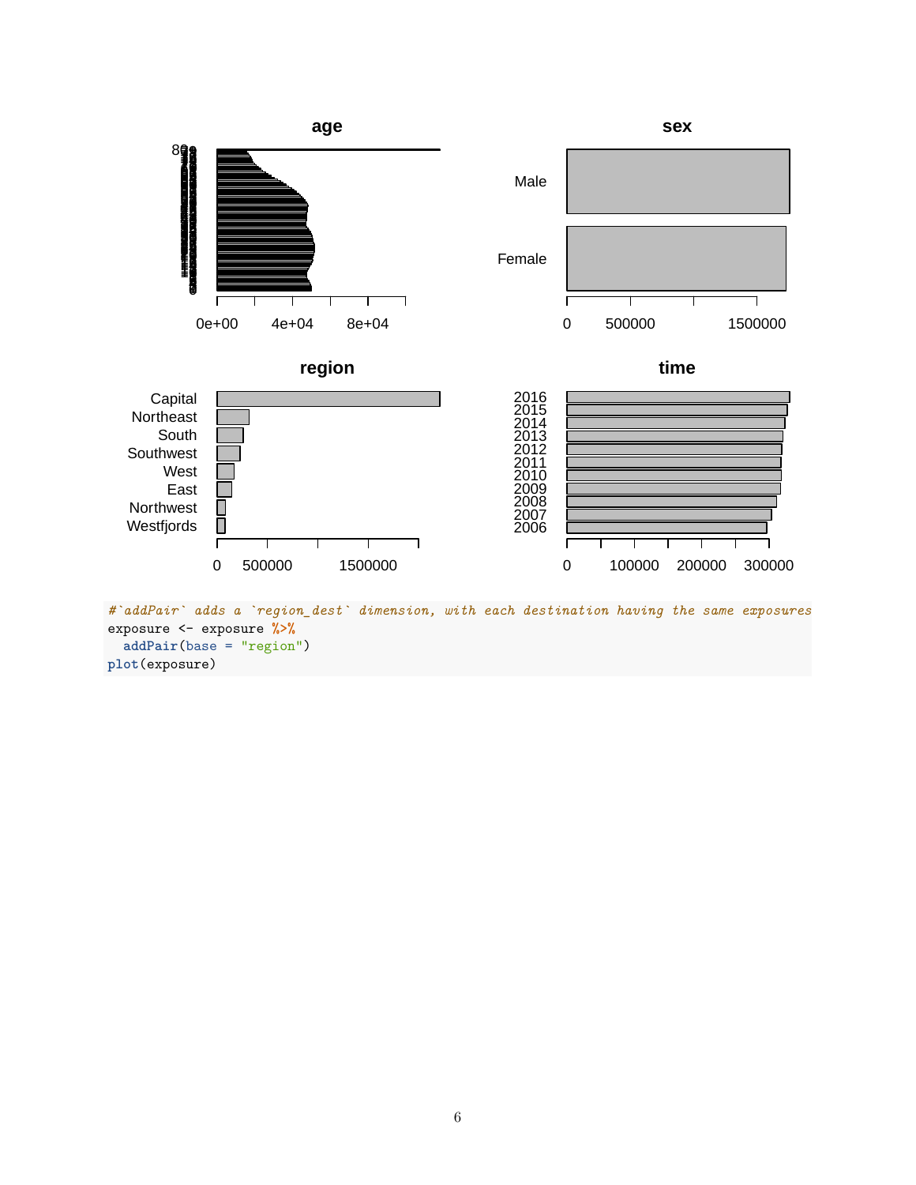```
#`addPair` adds a `region_dest` dimension, with each destination having the same exposures
exposure <- exposure %>%
  addPair(base = "region")
plot(exposure)
```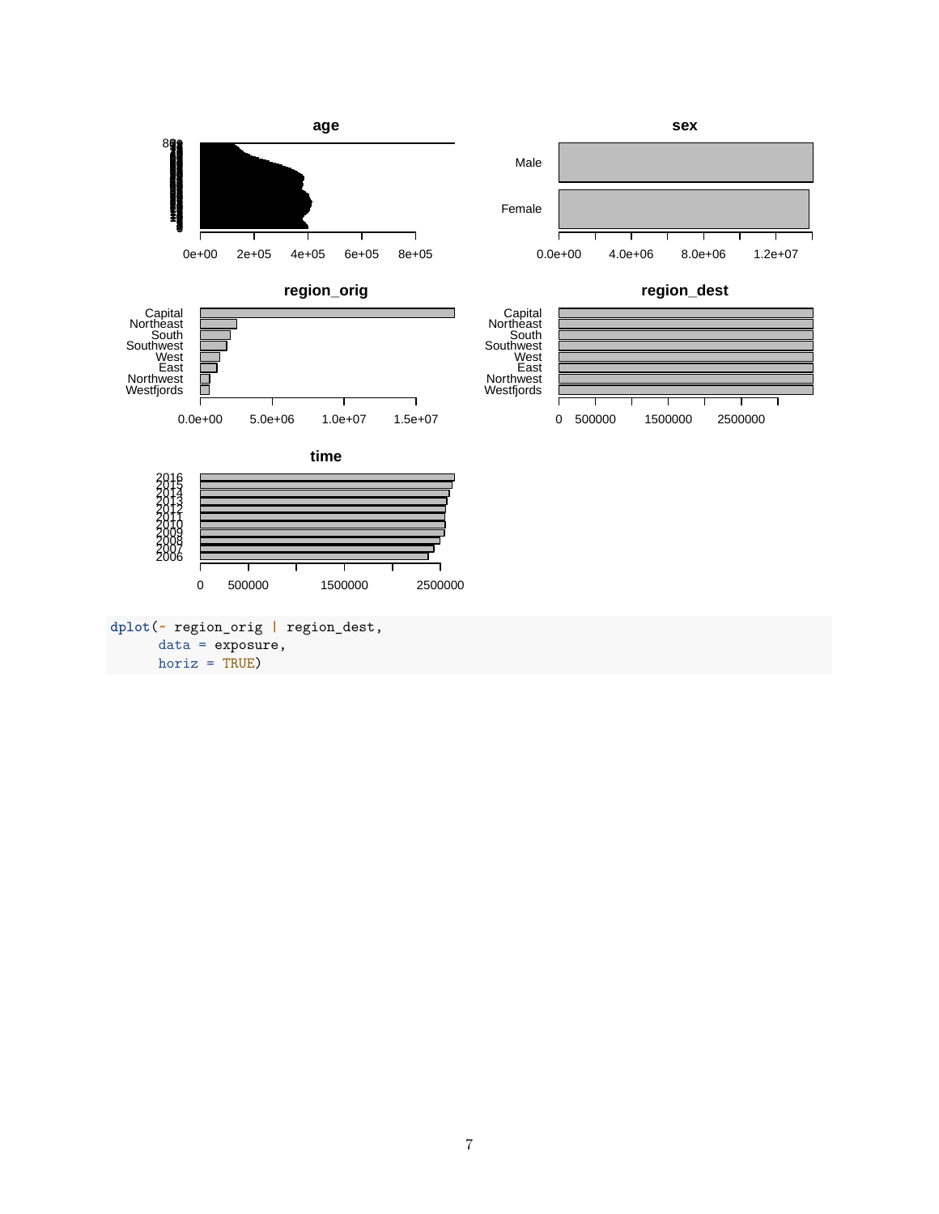```
dplot(~ region_orig | region_dest,
      data = exposure,
      horiz = TRUE)
```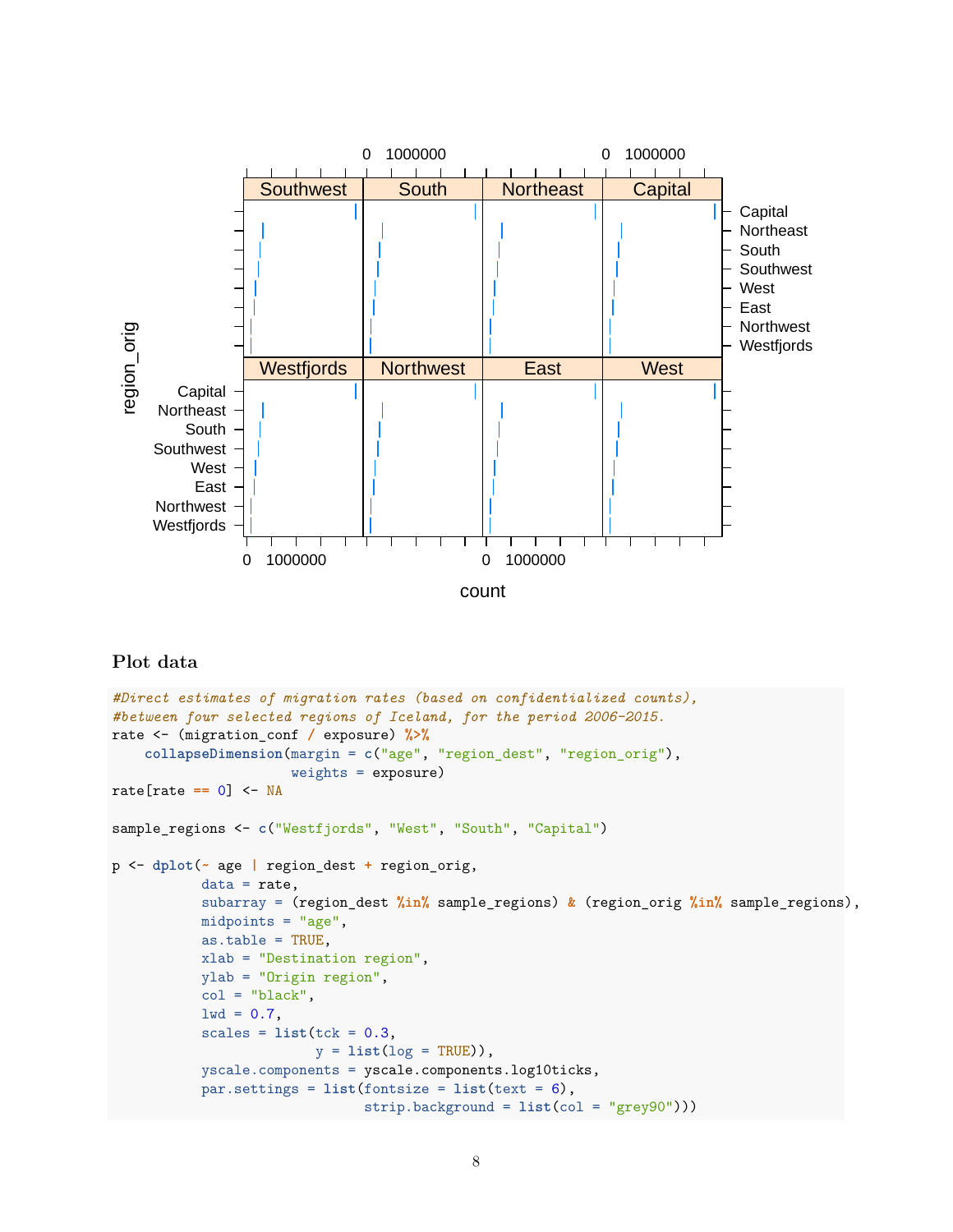## Plot data

```
#Direct estimates of migration rates (based on confidentialized counts),
#between four selected regions of Iceland, for the period 2006-2015.
rate <- (migration_conf / exposure) %>%
    collapseDimension(margin = c("age", "region_dest", "region_orig"),
                      weights = exposure)
rate[rate == 0] <- NA

sample_regions <- c("Westfjords", "West", "South", "Capital")

p <- dplot(~ age | region_dest + region_orig,
           data = rate,
           subarray = (region_dest %in% sample_regions) & (region_orig %in% sample_regions),
           midpoints = "age",
           as.table = TRUE,
           xlab = "Destination region",
           ylab = "Origin region",
           col = "black",
           lwd = 0.7,
           scales = list(tck = 0.3,
                         y = list(log = TRUE)),
           yscale.components = yscale.components.log10ticks,
           par.settings = list(fontsize = list(text = 6),
                               strip.background = list(col = "grey90")))
```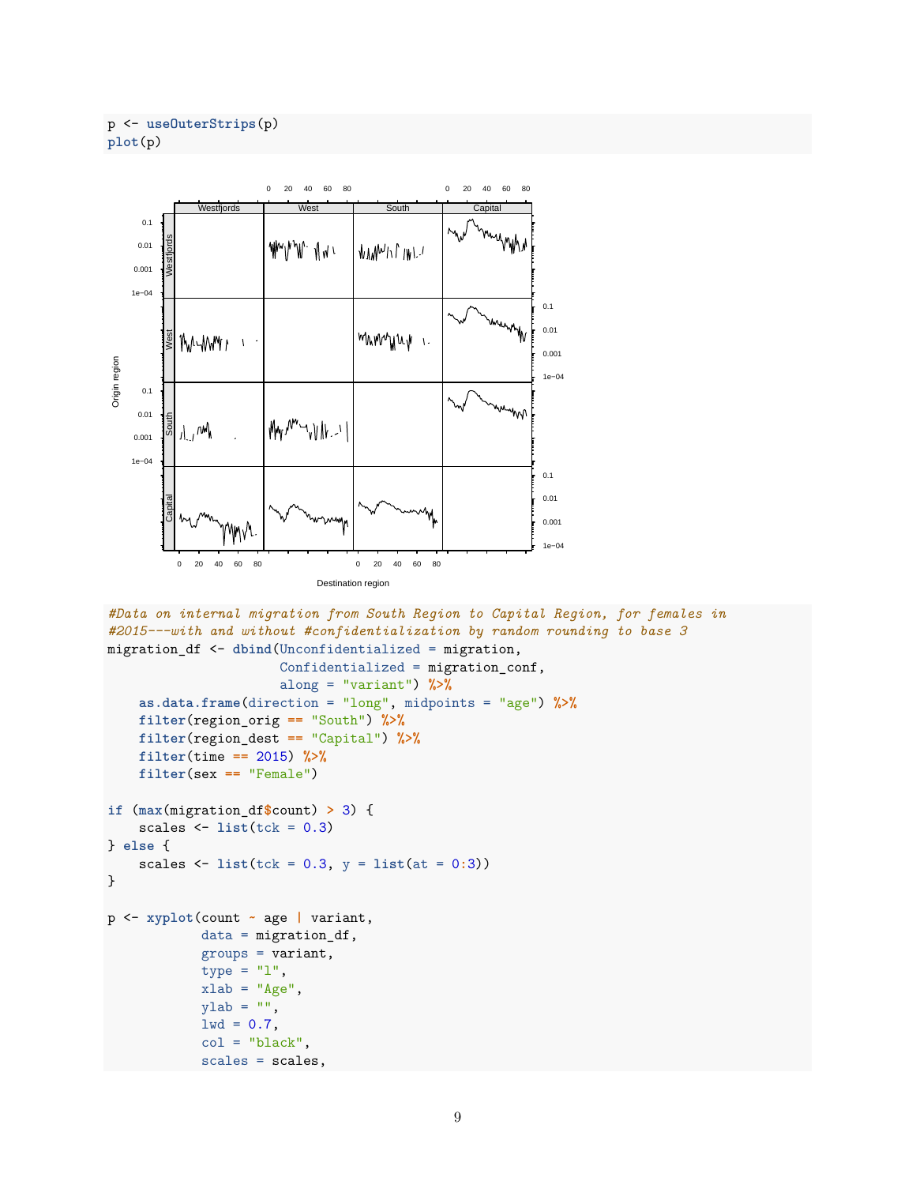```r
p <- useOuterStrips(p)
plot(p)
```

```r
#Data on internal migration from South Region to Capital Region, for females in
#2015---with and without #confidentialization by random rounding to base 3
migration_df <- dbind(Unconfidentialized = migration,
                      Confidentialized = migration_conf,
                      along = "variant") %>%
    as.data.frame(direction = "long", midpoints = "age") %>%
    filter(region_orig == "South") %>%
    filter(region_dest == "Capital") %>%
    filter(time == 2015) %>%
    filter(sex == "Female")

if (max(migration_df$count) > 3) {
    scales <- list(tck = 0.3)
} else {
    scales <- list(tck = 0.3, y = list(at = 0:3))
}

p <- xyplot(count ~ age | variant,
            data = migration_df,
            groups = variant,
            type = "l",
            xlab = "Age",
            ylab = "",
            lwd = 0.7,
            col = "black",
            scales = scales,
```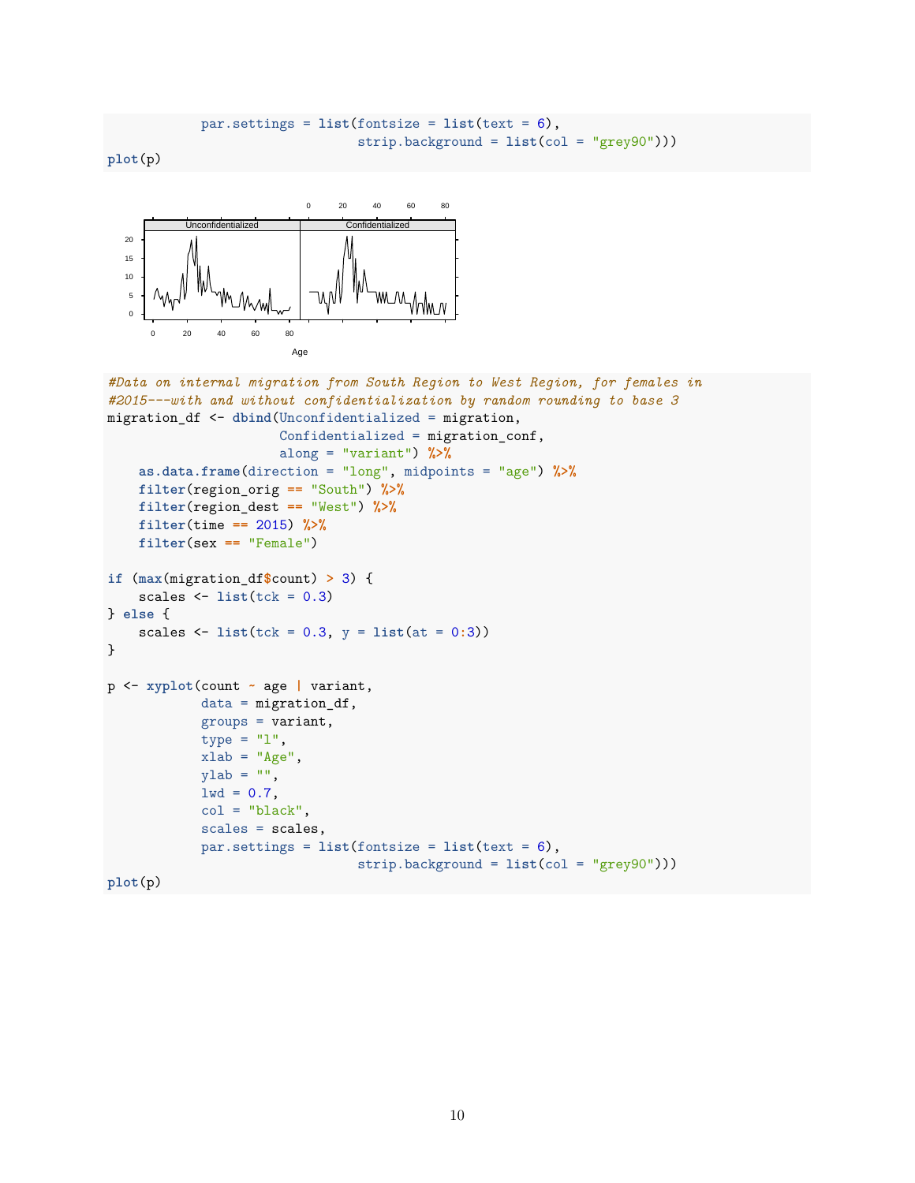```
            par.settings = list(fontsize = list(text = 6),
                                strip.background = list(col = "grey90")))
plot(p)
```

```
#Data on internal migration from South Region to West Region, for females in
#2015---with and without confidentialization by random rounding to base 3
migration_df <- dbind(Unconfidentialized = migration,
                      Confidentialized = migration_conf,
                      along = "variant") %>%
    as.data.frame(direction = "long", midpoints = "age") %>%
    filter(region_orig == "South") %>%
    filter(region_dest == "West") %>%
    filter(time == 2015) %>%
    filter(sex == "Female")

if (max(migration_df$count) > 3) {
    scales <- list(tck = 0.3)
} else {
    scales <- list(tck = 0.3, y = list(at = 0:3))
}

p <- xyplot(count ~ age | variant,
            data = migration_df,
            groups = variant,
            type = "l",
            xlab = "Age",
            ylab = "",
            lwd = 0.7,
            col = "black",
            scales = scales,
            par.settings = list(fontsize = list(text = 6),
                                strip.background = list(col = "grey90")))
plot(p)
```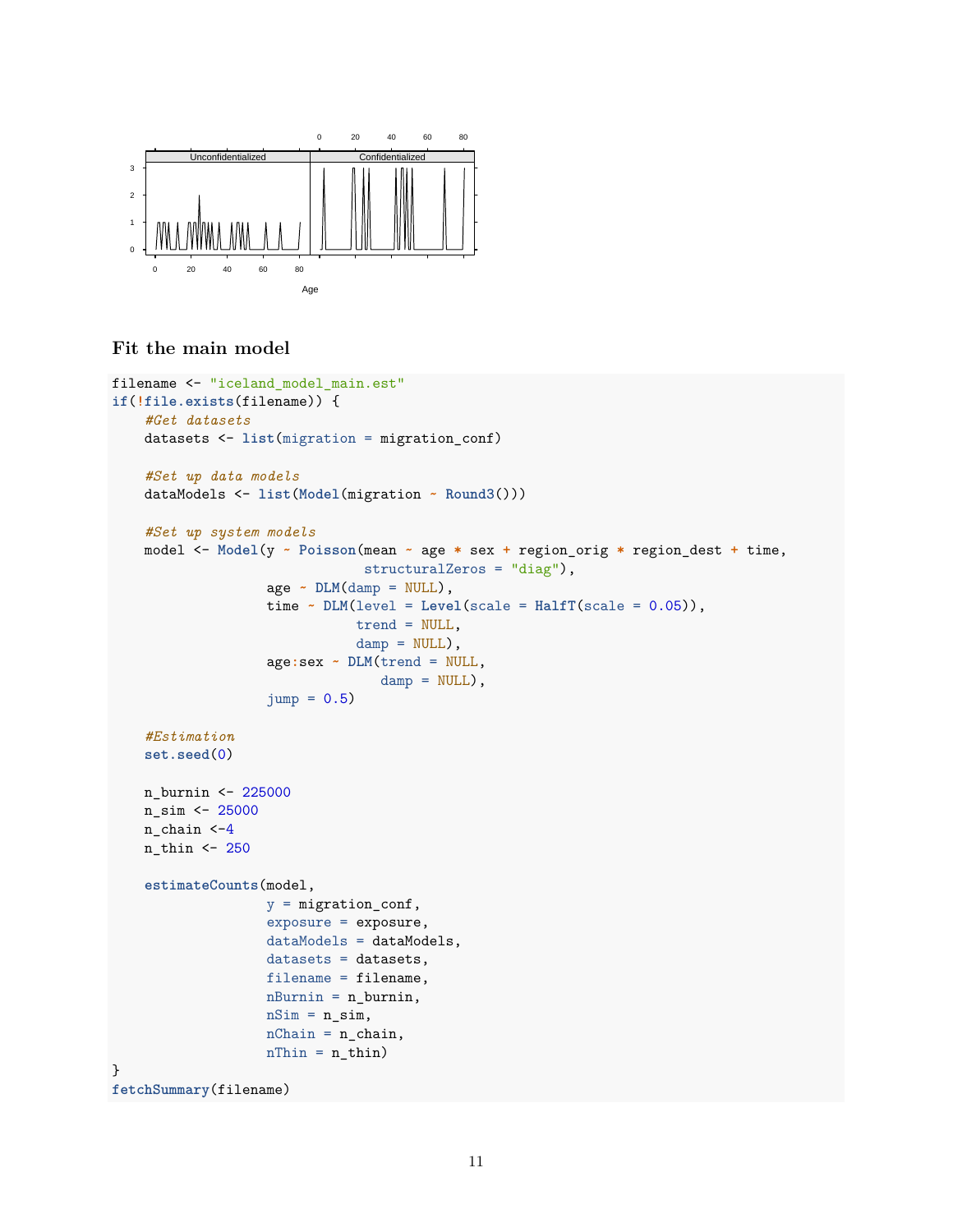## Fit the main model

```
filename <- "iceland_model_main.est"
if(!file.exists(filename)) {
    #Get datasets
    datasets <- list(migration = migration_conf)

    #Set up data models
    dataModels <- list(Model(migration ~ Round3()))

    #Set up system models
    model <- Model(y ~ Poisson(mean ~ age * sex + region_orig * region_dest + time,
                               structuralZeros = "diag"),
                   age ~ DLM(damp = NULL),
                   time ~ DLM(level = Level(scale = HalfT(scale = 0.05)),
                              trend = NULL,
                              damp = NULL),
                   age:sex ~ DLM(trend = NULL,
                                 damp = NULL),
                   jump = 0.5)

    #Estimation
    set.seed(0)

    n_burnin <- 225000
    n_sim <- 25000
    n_chain <-4
    n_thin <- 250

    estimateCounts(model,
                   y = migration_conf,
                   exposure = exposure,
                   dataModels = dataModels,
                   datasets = datasets,
                   filename = filename,
                   nBurnin = n_burnin,
                   nSim = n_sim,
                   nChain = n_chain,
                   nThin = n_thin)
}
fetchSummary(filename)
```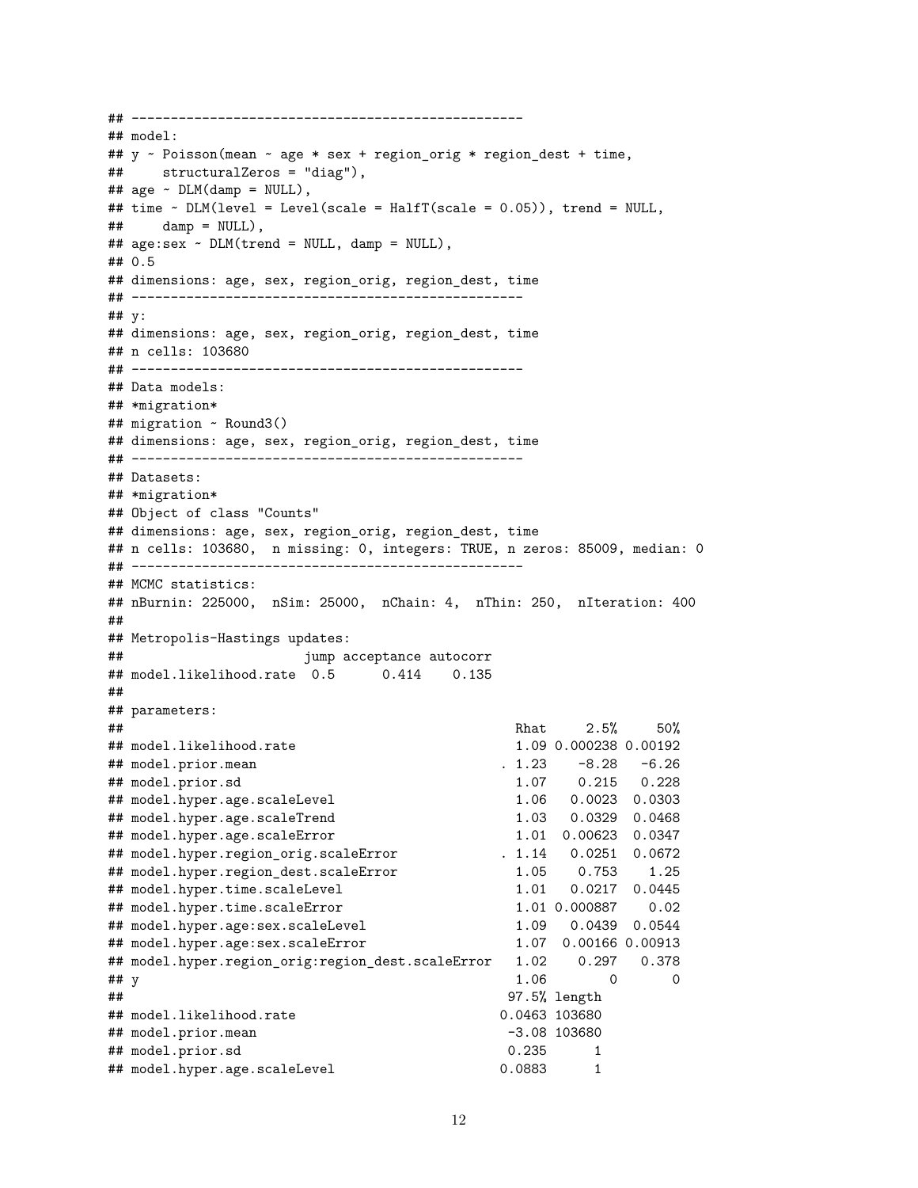```
## --------------------------------------------------
## model:
## y ~ Poisson(mean ~ age * sex + region_orig * region_dest + time,
##     structuralZeros = "diag"),
## age ~ DLM(damp = NULL),
## time ~ DLM(level = Level(scale = HalfT(scale = 0.05)), trend = NULL,
##     damp = NULL),
## age:sex ~ DLM(trend = NULL, damp = NULL),
## 0.5
## dimensions: age, sex, region_orig, region_dest, time
## --------------------------------------------------
## y:
## dimensions: age, sex, region_orig, region_dest, time
## n cells: 103680
## --------------------------------------------------
## Data models:
## *migration*
## migration ~ Round3()
## dimensions: age, sex, region_orig, region_dest, time
## --------------------------------------------------
## Datasets:
## *migration*
## Object of class "Counts"
## dimensions: age, sex, region_orig, region_dest, time
## n cells: 103680,  n missing: 0, integers: TRUE, n zeros: 85009, median: 0
## --------------------------------------------------
## MCMC statistics:
## nBurnin: 225000,  nSim: 25000,  nChain: 4,  nThin: 250,  nIteration: 400
##
## Metropolis-Hastings updates:
##                       jump acceptance autocorr
## model.likelihood.rate  0.5      0.414    0.135
##
## parameters:
##                                               Rhat     2.5%     50%
## model.likelihood.rate                          1.09 0.000238 0.00192
## model.prior.mean                             . 1.23    -8.28   -6.26
## model.prior.sd                                 1.07    0.215   0.228
## model.hyper.age.scaleLevel                     1.06   0.0023  0.0303
## model.hyper.age.scaleTrend                     1.03   0.0329  0.0468
## model.hyper.age.scaleError                     1.01  0.00623  0.0347
## model.hyper.region_orig.scaleError           . 1.14   0.0251  0.0672
## model.hyper.region_dest.scaleError             1.05    0.753    1.25
## model.hyper.time.scaleLevel                    1.01   0.0217  0.0445
## model.hyper.time.scaleError                    1.01 0.000887    0.02
## model.hyper.age:sex.scaleLevel                 1.09   0.0439  0.0544
## model.hyper.age:sex.scaleError                 1.07  0.00166 0.00913
## model.hyper.region_orig:region_dest.scaleError   1.02    0.297   0.378
## y                                              1.06        0       0
##                                              97.5% length
## model.likelihood.rate                        0.0463 103680
## model.prior.mean                              -3.08 103680
## model.prior.sd                                0.235      1
## model.hyper.age.scaleLevel                   0.0883      1
```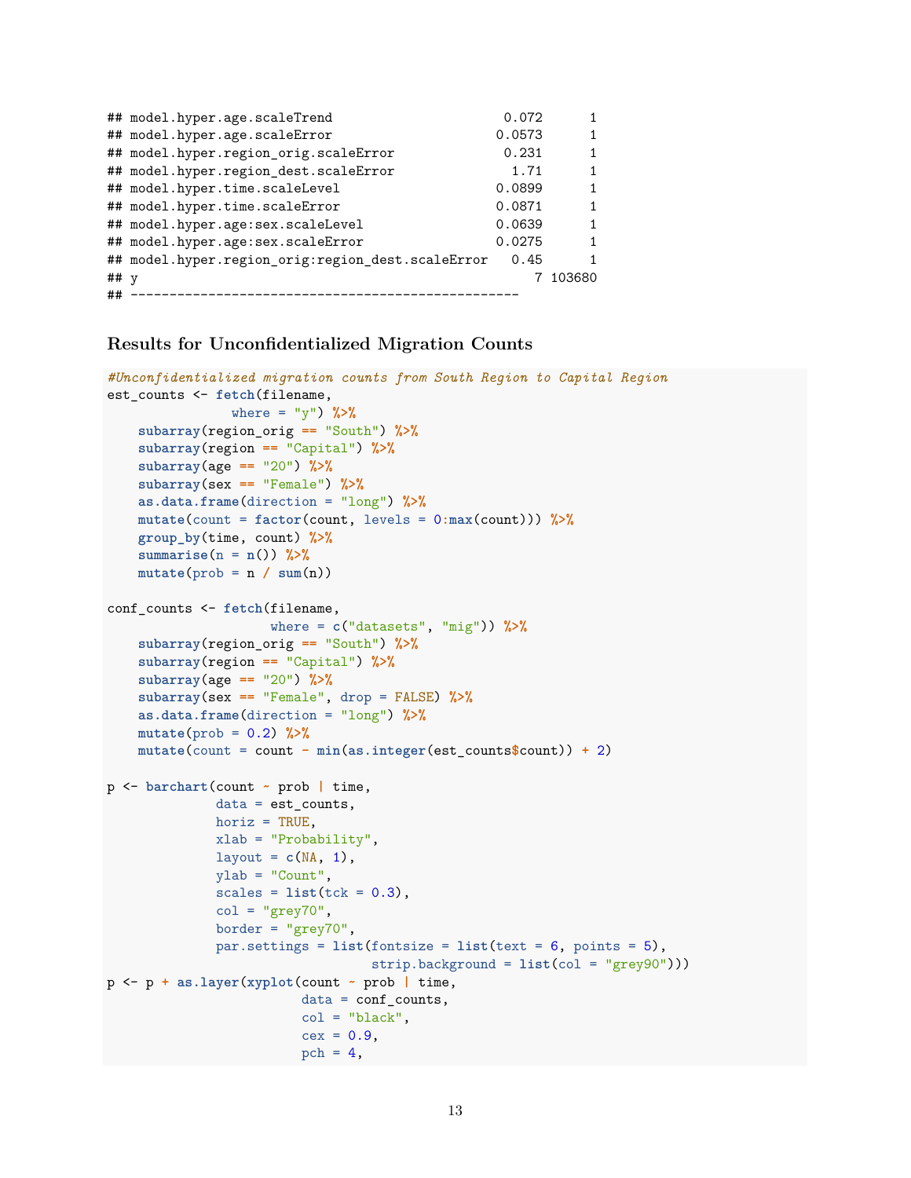```
## model.hyper.age.scaleTrend                     0.072      1
## model.hyper.age.scaleError                    0.0573      1
## model.hyper.region_orig.scaleError             0.231      1
## model.hyper.region_dest.scaleError              1.71      1
## model.hyper.time.scaleLevel                   0.0899      1
## model.hyper.time.scaleError                   0.0871      1
## model.hyper.age:sex.scaleLevel                0.0639      1
## model.hyper.age:sex.scaleError                0.0275      1
## model.hyper.region_orig:region_dest.scaleError   0.45      1
## y                                                 7 103680
## --------------------------------------------------
```

### Results for Unconfidentialized Migration Counts

```
#Unconfidentialized migration counts from South Region to Capital Region
est_counts <- fetch(filename,
                    where = "y") %>%
    subarray(region_orig == "South") %>%
    subarray(region == "Capital") %>%
    subarray(age == "20") %>%
    subarray(sex == "Female") %>%
    as.data.frame(direction = "long") %>%
    mutate(count = factor(count, levels = 0:max(count))) %>%
    group_by(time, count) %>%
    summarise(n = n()) %>%
    mutate(prob = n / sum(n))

conf_counts <- fetch(filename,
                     where = c("datasets", "mig")) %>%
    subarray(region_orig == "South") %>%
    subarray(region == "Capital") %>%
    subarray(age == "20") %>%
    subarray(sex == "Female", drop = FALSE) %>%
    as.data.frame(direction = "long") %>%
    mutate(prob = 0.2) %>%
    mutate(count = count - min(as.integer(est_counts$count)) + 2)

p <- barchart(count ~ prob | time,
              data = est_counts,
              horiz = TRUE,
              xlab = "Probability",
              layout = c(NA, 1),
              ylab = "Count",
              scales = list(tck = 0.3),
              col = "grey70",
              border = "grey70",
              par.settings = list(fontsize = list(text = 6, points = 5),
                                  strip.background = list(col = "grey90")))
p <- p + as.layer(xyplot(count ~ prob | time,
                         data = conf_counts,
                         col = "black",
                         cex = 0.9,
                         pch = 4,
```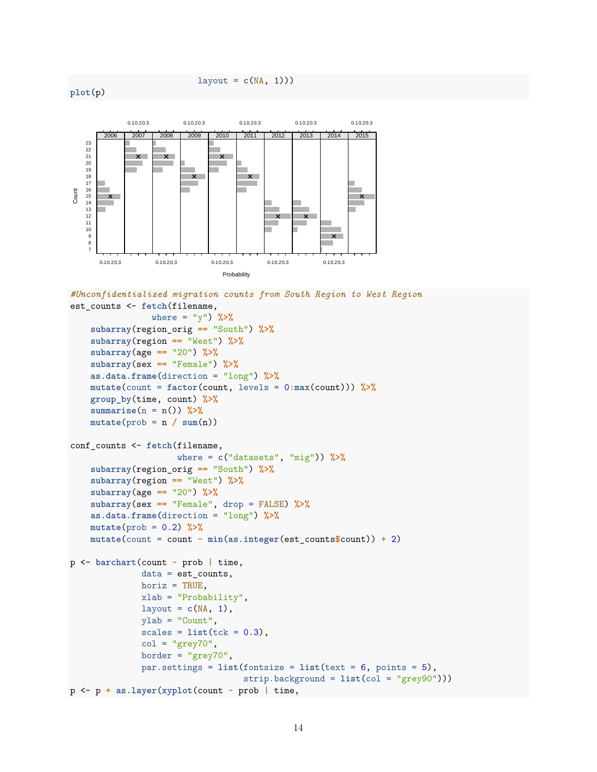```
                              layout = c(NA, 1)))
plot(p)
```

```
#Unconfidentialized migration counts from South Region to West Region
est_counts <- fetch(filename,
                    where = "y") %>%
    subarray(region_orig == "South") %>%
    subarray(region == "West") %>%
    subarray(age == "20") %>%
    subarray(sex == "Female") %>%
    as.data.frame(direction = "long") %>%
    mutate(count = factor(count, levels = 0:max(count))) %>%
    group_by(time, count) %>%
    summarise(n = n()) %>%
    mutate(prob = n / sum(n))

conf_counts <- fetch(filename,
                          where = c("datasets", "mig")) %>%
    subarray(region_orig == "South") %>%
    subarray(region == "West") %>%
    subarray(age == "20") %>%
    subarray(sex == "Female", drop = FALSE) %>%
    as.data.frame(direction = "long") %>%
    mutate(prob = 0.2) %>%
    mutate(count = count - min(as.integer(est_counts$count)) + 2)

p <- barchart(count ~ prob | time,
              data = est_counts,
              horiz = TRUE,
              xlab = "Probability",
              layout = c(NA, 1),
              ylab = "Count",
              scales = list(tck = 0.3),
              col = "grey70",
              border = "grey70",
              par.settings = list(fontsize = list(text = 6, points = 5),
                                  strip.background = list(col = "grey90")))
p <- p + as.layer(xyplot(count ~ prob | time,
```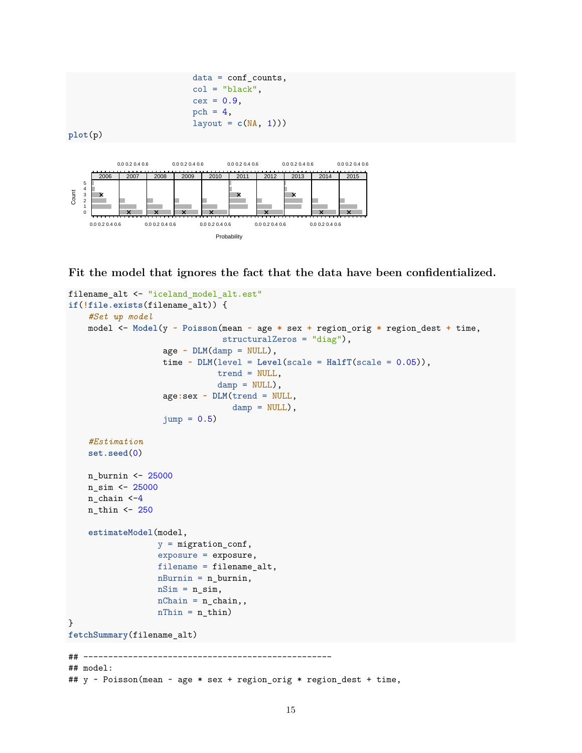```
                          data = conf_counts,
                          col = "black",
                          cex = 0.9,
                          pch = 4,
                          layout = c(NA, 1)))
plot(p)
```

**Fit the model that ignores the fact that the data have been confidentialized.**

```
filename_alt <- "iceland_model_alt.est"
if(!file.exists(filename_alt)) {
    #Set up model
    model <- Model(y ~ Poisson(mean ~ age * sex + region_orig * region_dest + time,
                               structuralZeros = "diag"),
                   age ~ DLM(damp = NULL),
                   time ~ DLM(level = Level(scale = HalfT(scale = 0.05)),
                              trend = NULL,
                              damp = NULL),
                   age:sex ~ DLM(trend = NULL,
                                 damp = NULL),
                   jump = 0.5)

    #Estimation
    set.seed(0)

    n_burnin <- 25000
    n_sim <- 25000
    n_chain <-4
    n_thin <- 250

    estimateModel(model,
                  y = migration_conf,
                  exposure = exposure,
                  filename = filename_alt,
                  nBurnin = n_burnin,
                  nSim = n_sim,
                  nChain = n_chain,,
                  nThin = n_thin)
}
fetchSummary(filename_alt)
```

```
## --------------------------------------------------
## model:
## y ~ Poisson(mean ~ age * sex + region_orig * region_dest + time,
```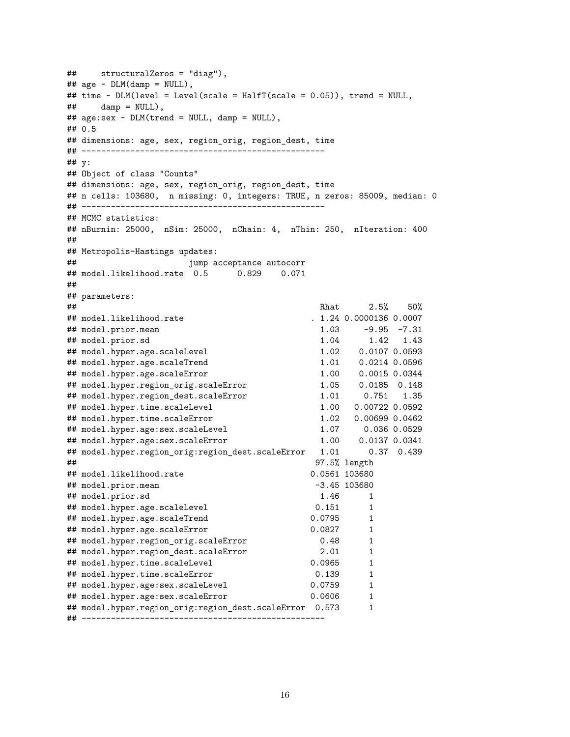```
##     structuralZeros = "diag"),
## age ~ DLM(damp = NULL),
## time ~ DLM(level = Level(scale = HalfT(scale = 0.05)), trend = NULL,
##     damp = NULL),
## age:sex ~ DLM(trend = NULL, damp = NULL),
## 0.5
## dimensions: age, sex, region_orig, region_dest, time
## -------------------------------------------------
## y:
## Object of class "Counts"
## dimensions: age, sex, region_orig, region_dest, time
## n cells: 103680,  n missing: 0, integers: TRUE, n zeros: 85009, median: 0
## -------------------------------------------------
## MCMC statistics:
## nBurnin: 25000,  nSim: 25000,  nChain: 4,  nThin: 250,  nIteration: 400
##
## Metropolis-Hastings updates:
##                       jump acceptance autocorr
## model.likelihood.rate  0.5      0.829    0.071
##
## parameters:
##                                              Rhat      2.5%    50%
## model.likelihood.rate                      . 1.24 0.0000136 0.0007
## model.prior.mean                             1.03     -9.95  -7.31
## model.prior.sd                               1.04      1.42   1.43
## model.hyper.age.scaleLevel                   1.02    0.0107 0.0593
## model.hyper.age.scaleTrend                   1.01    0.0214 0.0596
## model.hyper.age.scaleError                   1.00    0.0015 0.0344
## model.hyper.region_orig.scaleError           1.05    0.0185  0.148
## model.hyper.region_dest.scaleError           1.01     0.751   1.35
## model.hyper.time.scaleLevel                  1.00   0.00722 0.0592
## model.hyper.time.scaleError                  1.02   0.00699 0.0462
## model.hyper.age:sex.scaleLevel               1.07     0.036 0.0529
## model.hyper.age:sex.scaleError               1.00    0.0137 0.0341
## model.hyper.region_orig:region_dest.scaleError   1.01      0.37  0.439
##                                             97.5% length
## model.likelihood.rate                      0.0561 103680
## model.prior.mean                            -3.45 103680
## model.prior.sd                               1.46      1
## model.hyper.age.scaleLevel                  0.151      1
## model.hyper.age.scaleTrend                 0.0795      1
## model.hyper.age.scaleError                 0.0827      1
## model.hyper.region_orig.scaleError           0.48      1
## model.hyper.region_dest.scaleError           2.01      1
## model.hyper.time.scaleLevel                0.0965      1
## model.hyper.time.scaleError                 0.139      1
## model.hyper.age:sex.scaleLevel             0.0759      1
## model.hyper.age:sex.scaleError             0.0606      1
## model.hyper.region_orig:region_dest.scaleError  0.573      1
## -------------------------------------------------
```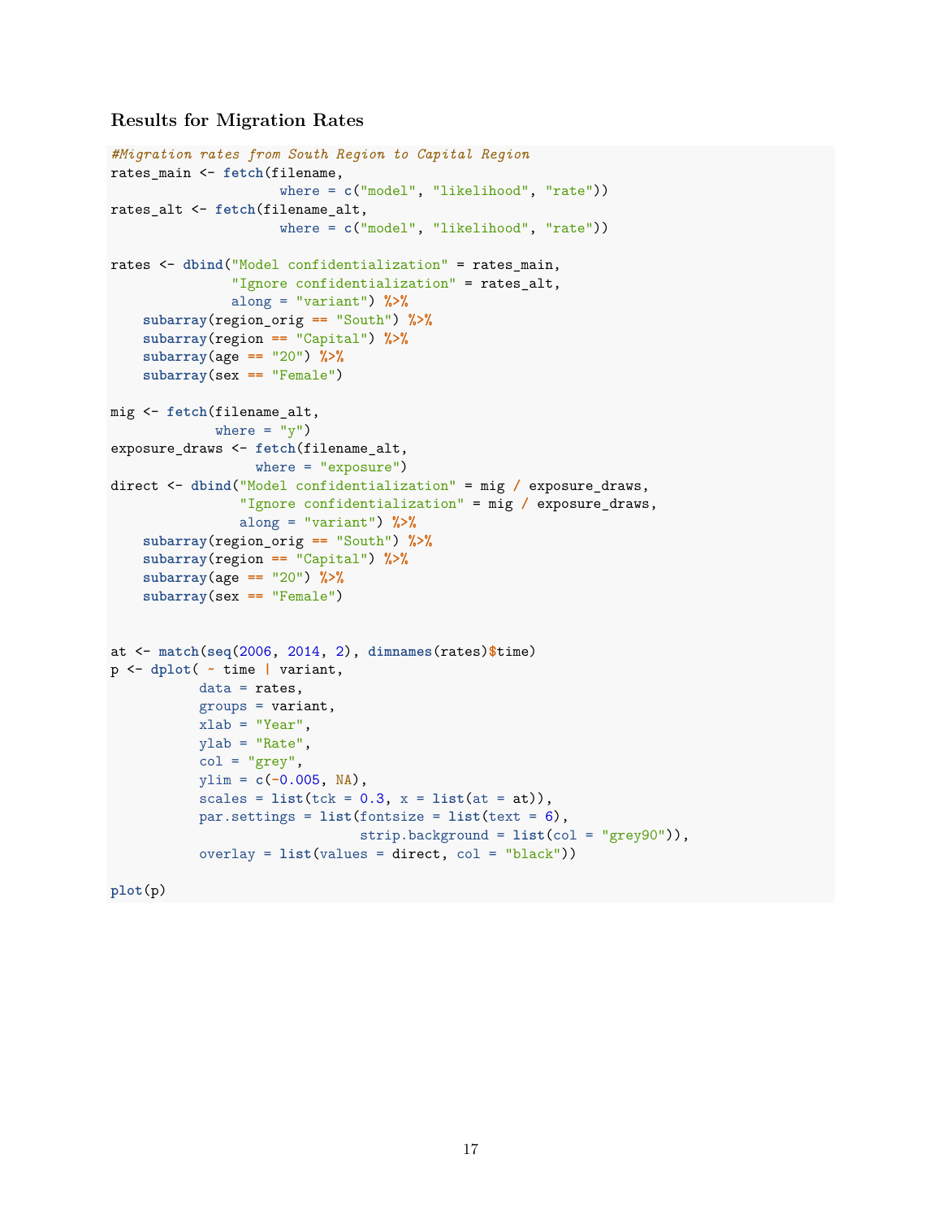### Results for Migration Rates

```
#Migration rates from South Region to Capital Region
rates_main <- fetch(filename,
                    where = c("model", "likelihood", "rate"))
rates_alt <- fetch(filename_alt,
                    where = c("model", "likelihood", "rate"))

rates <- dbind("Model confidentialization" = rates_main,
               "Ignore confidentialization" = rates_alt,
               along = "variant") %>%
    subarray(region_orig == "South") %>%
    subarray(region == "Capital") %>%
    subarray(age == "20") %>%
    subarray(sex == "Female")

mig <- fetch(filename_alt,
             where = "y")
exposure_draws <- fetch(filename_alt,
                  where = "exposure")
direct <- dbind("Model confidentialization" = mig / exposure_draws,
                "Ignore confidentialization" = mig / exposure_draws,
                along = "variant") %>%
    subarray(region_orig == "South") %>%
    subarray(region == "Capital") %>%
    subarray(age == "20") %>%
    subarray(sex == "Female")


at <- match(seq(2006, 2014, 2), dimnames(rates)$time)
p <- dplot( ~ time | variant,
           data = rates,
           groups = variant,
           xlab = "Year",
           ylab = "Rate",
           col = "grey",
           ylim = c(-0.005, NA),
           scales = list(tck = 0.3, x = list(at = at)),
           par.settings = list(fontsize = list(text = 6),
                               strip.background = list(col = "grey90")),
           overlay = list(values = direct, col = "black"))

plot(p)
```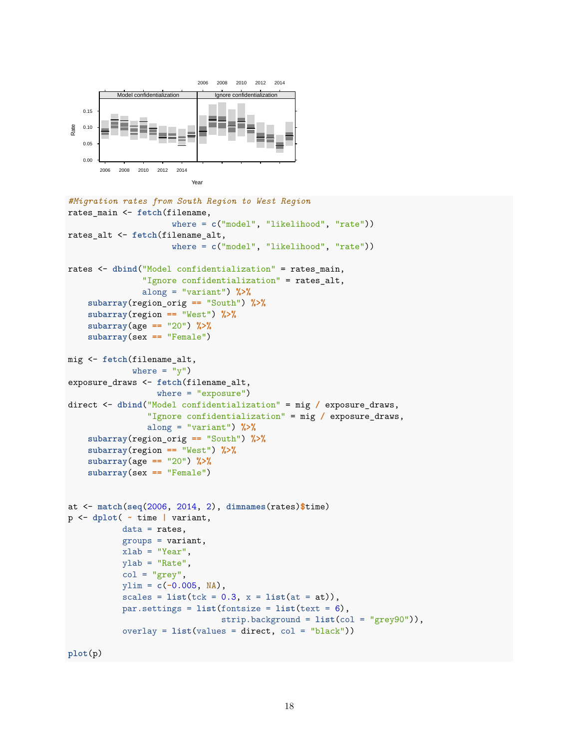```
#Migration rates from South Region to West Region
rates_main <- fetch(filename,
                    where = c("model", "likelihood", "rate"))
rates_alt <- fetch(filename_alt,
                   where = c("model", "likelihood", "rate"))

rates <- dbind("Model confidentialization" = rates_main,
               "Ignore confidentialization" = rates_alt,
               along = "variant") %>%
    subarray(region_orig == "South") %>%
    subarray(region == "West") %>%
    subarray(age == "20") %>%
    subarray(sex == "Female")

mig <- fetch(filename_alt,
             where = "y")
exposure_draws <- fetch(filename_alt,
                        where = "exposure")
direct <- dbind("Model confidentialization" = mig / exposure_draws,
                "Ignore confidentialization" = mig / exposure_draws,
                along = "variant") %>%
    subarray(region_orig == "South") %>%
    subarray(region == "West") %>%
    subarray(age == "20") %>%
    subarray(sex == "Female")


at <- match(seq(2006, 2014, 2), dimnames(rates)$time)
p <- dplot( ~ time | variant,
           data = rates,
           groups = variant,
           xlab = "Year",
           ylab = "Rate",
           col = "grey",
           ylim = c(-0.005, NA),
           scales = list(tck = 0.3, x = list(at = at)),
           par.settings = list(fontsize = list(text = 6),
                               strip.background = list(col = "grey90")),
           overlay = list(values = direct, col = "black"))

plot(p)
```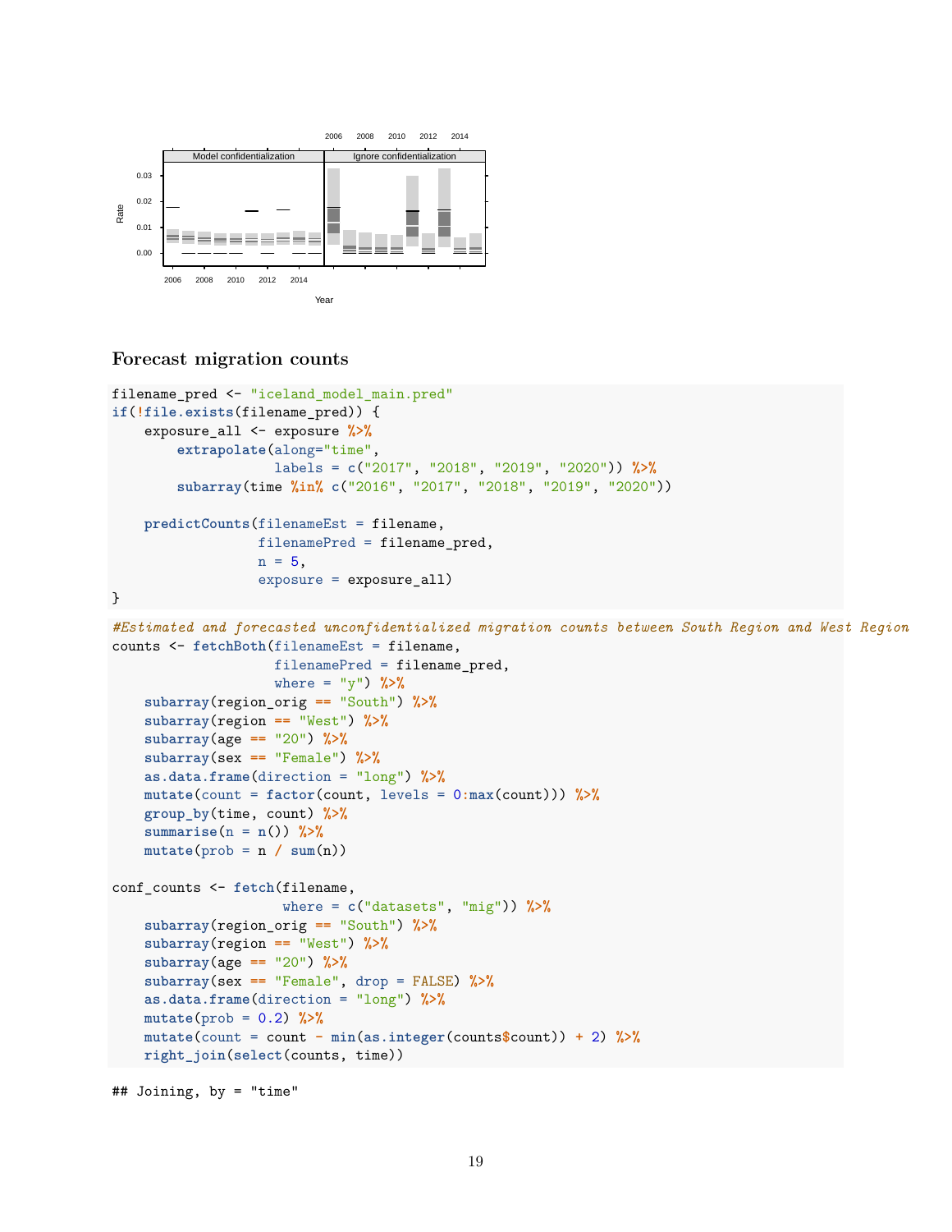## Forecast migration counts

```
filename_pred <- "iceland_model_main.pred"
if(!file.exists(filename_pred)) {
    exposure_all <- exposure %>%
        extrapolate(along="time",
                    labels = c("2017", "2018", "2019", "2020")) %>%
        subarray(time %in% c("2016", "2017", "2018", "2019", "2020"))

    predictCounts(filenameEst = filename,
                  filenamePred = filename_pred,
                  n = 5,
                  exposure = exposure_all)
}
```

```
#Estimated and forecasted unconfidentialized migration counts between South Region and West Region
counts <- fetchBoth(filenameEst = filename,
                    filenamePred = filename_pred,
                    where = "y") %>%
    subarray(region_orig == "South") %>%
    subarray(region == "West") %>%
    subarray(age == "20") %>%
    subarray(sex == "Female") %>%
    as.data.frame(direction = "long") %>%
    mutate(count = factor(count, levels = 0:max(count))) %>%
    group_by(time, count) %>%
    summarise(n = n()) %>%
    mutate(prob = n / sum(n))

conf_counts <- fetch(filename,
                     where = c("datasets", "mig")) %>%
    subarray(region_orig == "South") %>%
    subarray(region == "West") %>%
    subarray(age == "20") %>%
    subarray(sex == "Female", drop = FALSE) %>%
    as.data.frame(direction = "long") %>%
    mutate(prob = 0.2) %>%
    mutate(count = count - min(as.integer(counts$count)) + 2) %>%
    right_join(select(counts, time))
```

```
## Joining, by = "time"
```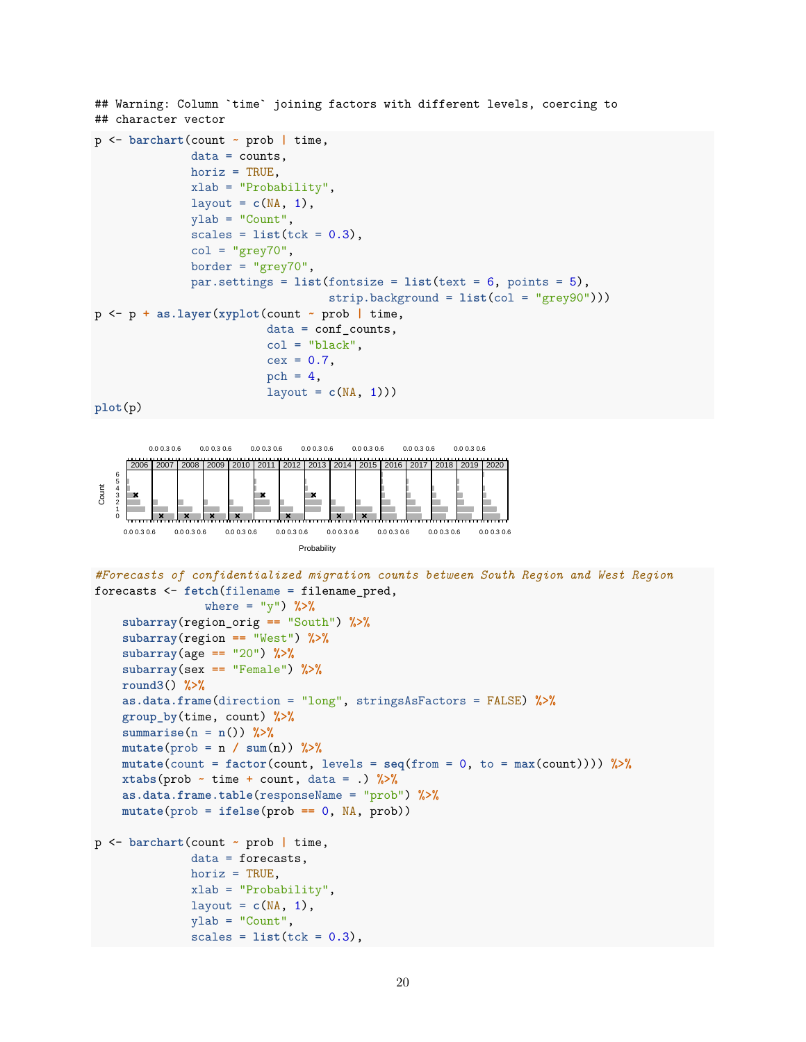```
## Warning: Column `time` joining factors with different levels, coercing to
## character vector
```

```
p <- barchart(count ~ prob | time,
              data = counts,
              horiz = TRUE,
              xlab = "Probability",
              layout = c(NA, 1),
              ylab = "Count",
              scales = list(tck = 0.3),
              col = "grey70",
              border = "grey70",
              par.settings = list(fontsize = list(text = 6, points = 5),
                                  strip.background = list(col = "grey90")))
p <- p + as.layer(xyplot(count ~ prob | time,
                         data = conf_counts,
                         col = "black",
                         cex = 0.7,
                         pch = 4,
                         layout = c(NA, 1)))
plot(p)
```

```
#Forecasts of confidentialized migration counts between South Region and West Region
forecasts <- fetch(filename = filename_pred,
                   where = "y") %>%
    subarray(region_orig == "South") %>%
    subarray(region == "West") %>%
    subarray(age == "20") %>%
    subarray(sex == "Female") %>%
    round3() %>%
    as.data.frame(direction = "long", stringsAsFactors = FALSE) %>%
    group_by(time, count) %>%
    summarise(n = n()) %>%
    mutate(prob = n / sum(n)) %>%
    mutate(count = factor(count, levels = seq(from = 0, to = max(count)))) %>%
    xtabs(prob ~ time + count, data = .) %>%
    as.data.frame.table(responseName = "prob") %>%
    mutate(prob = ifelse(prob == 0, NA, prob))

p <- barchart(count ~ prob | time,
              data = forecasts,
              horiz = TRUE,
              xlab = "Probability",
              layout = c(NA, 1),
              ylab = "Count",
              scales = list(tck = 0.3),
```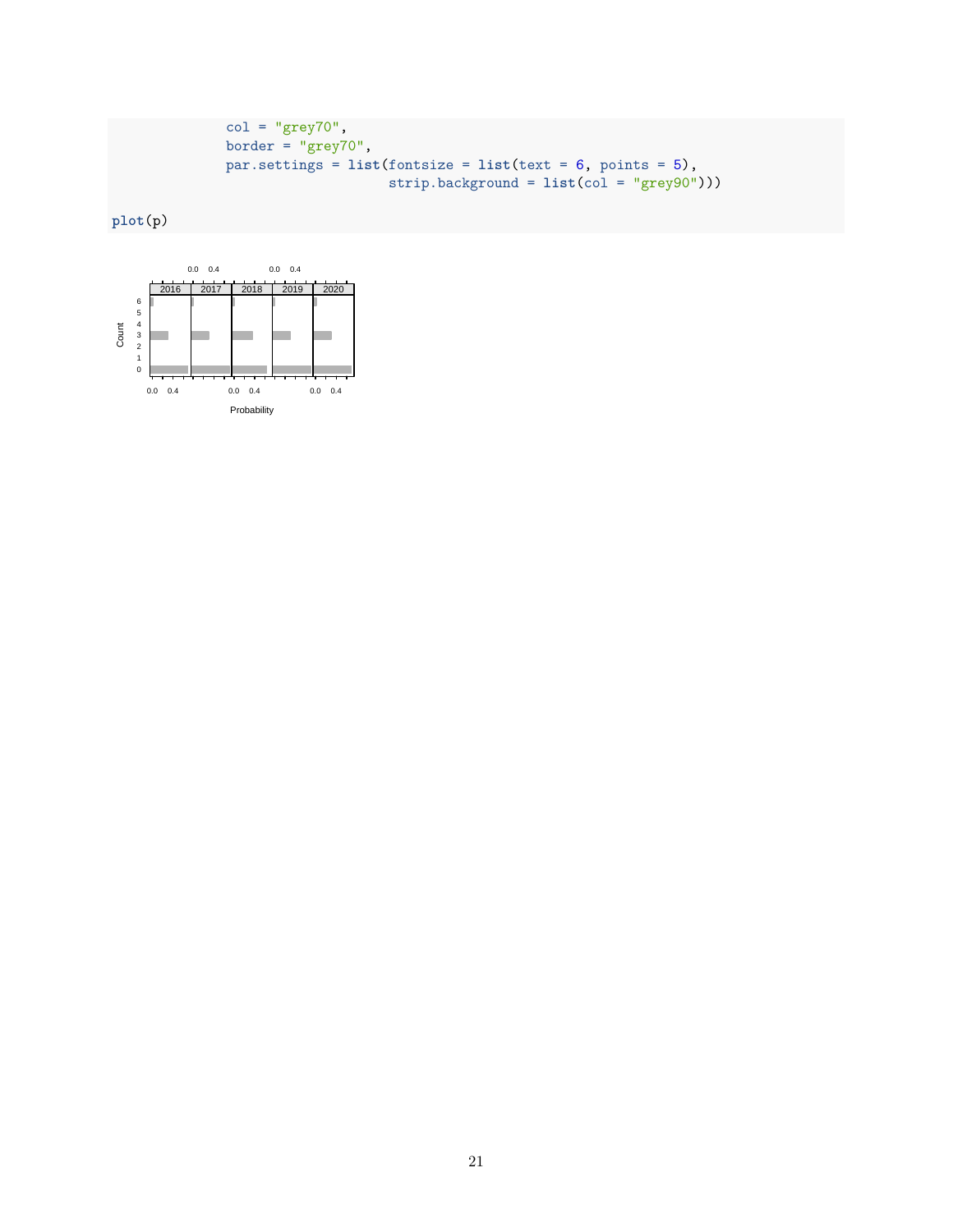```
                col = "grey70",
                border = "grey70",
                par.settings = list(fontsize = list(text = 6, points = 5),
                                    strip.background = list(col = "grey90")))

plot(p)
```

0.0 0.4
0.0 0.4
2016
2017
2018
2019
2020
Count
6
5
4
3
2
1
0
0.0 0.4
0.0 0.4
0.0 0.4
Probability